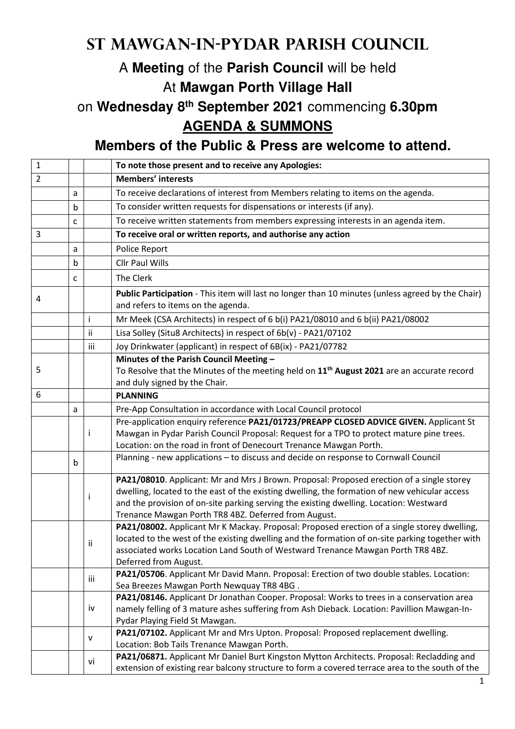# St Mawgan-in-Pydar Parish Council

## A **Meeting** of the **Parish Council** will be held

## At **Mawgan Porth Village Hall**

## on **Wednesday 8th September 2021** commencing **6.30pm**

## **AGENDA & SUMMONS**

### Members of the Public & Press are welcome to attend.

| | | | |
|---|---|---|---|
| 1 | | | **To note those present and to receive any Apologies:** |
| 2 | | | **Members' interests** |
| | a | | To receive declarations of interest from Members relating to items on the agenda. |
| | b | | To consider written requests for dispensations or interests (if any). |
| | c | | To receive written statements from members expressing interests in an agenda item. |
| 3 | | | **To receive oral or written reports, and authorise any action** |
| | a | | Police Report |
| | b | | Cllr Paul Wills |
| | c | | The Clerk |
| 4 | | | **Public Participation** - This item will last no longer than 10 minutes (unless agreed by the Chair) and refers to items on the agenda. |
| | | i | Mr Meek (CSA Architects) in respect of 6 b(i) PA21/08010 and 6 b(ii) PA21/08002 |
| | | ii | Lisa Solley (Situ8 Architects) in respect of 6b(v) - PA21/07102 |
| | | iii | Joy Drinkwater (applicant) in respect of 6B(ix) - PA21/07782 |
| 5 | | | **Minutes of the Parish Council Meeting –** To Resolve that the Minutes of the meeting held on **11th August 2021** are an accurate record and duly signed by the Chair. |
| 6 | | | **PLANNING** |
| | a | | Pre-App Consultation in accordance with Local Council protocol |
| | | i | Pre-application enquiry reference **PA21/01723/PREAPP CLOSED ADVICE GIVEN.** Applicant St Mawgan in Pydar Parish Council Proposal: Request for a TPO to protect mature pine trees. Location: on the road in front of Denecourt Trenance Mawgan Porth. |
| | b | | Planning - new applications – to discuss and decide on response to Cornwall Council |
| | | i | **PA21/08010**. Applicant: Mr and Mrs J Brown. Proposal: Proposed erection of a single storey dwelling, located to the east of the existing dwelling, the formation of new vehicular access and the provision of on-site parking serving the existing dwelling. Location: Westward Trenance Mawgan Porth TR8 4BZ. Deferred from August. |
| | | ii | **PA21/08002.** Applicant Mr K Mackay. Proposal: Proposed erection of a single storey dwelling, located to the west of the existing dwelling and the formation of on-site parking together with associated works Location Land South of Westward Trenance Mawgan Porth TR8 4BZ. Deferred from August. |
| | | iii | **PA21/05706**. Applicant Mr David Mann. Proposal: Erection of two double stables. Location: Sea Breezes Mawgan Porth Newquay TR8 4BG . |
| | | iv | **PA21/08146.** Applicant Dr Jonathan Cooper. Proposal: Works to trees in a conservation area namely felling of 3 mature ashes suffering from Ash Dieback. Location: Pavillion Mawgan-In-Pydar Playing Field St Mawgan. |
| | | v | **PA21/07102.** Applicant Mr and Mrs Upton. Proposal: Proposed replacement dwelling. Location: Bob Tails Trenance Mawgan Porth. |
| | | vi | **PA21/06871.** Applicant Mr Daniel Burt Kingston Mytton Architects. Proposal: Recladding and extension of existing rear balcony structure to form a covered terrace area to the south of the |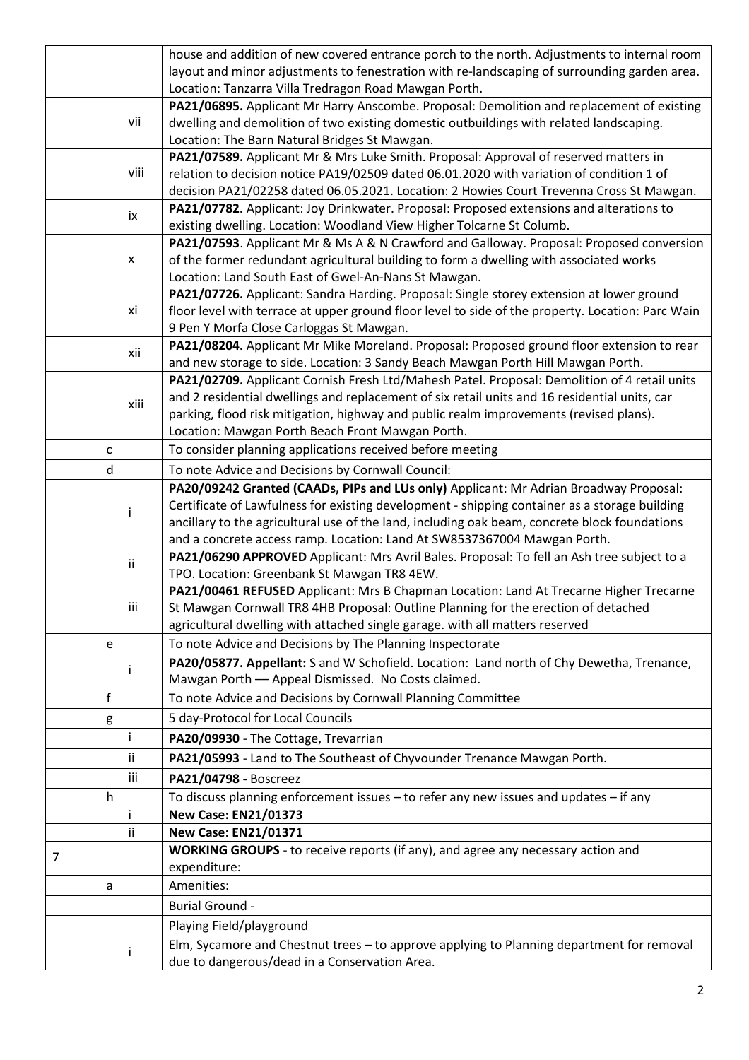|  |  |  |  |
|---|---|---|---|
|  |  |  | house and addition of new covered entrance porch to the north. Adjustments to internal room layout and minor adjustments to fenestration with re-landscaping of surrounding garden area. Location: Tanzarra Villa Tredragon Road Mawgan Porth. |
|  |  | vii | **PA21/06895.** Applicant Mr Harry Anscombe. Proposal: Demolition and replacement of existing dwelling and demolition of two existing domestic outbuildings with related landscaping. Location: The Barn Natural Bridges St Mawgan. |
|  |  | viii | **PA21/07589.** Applicant Mr & Mrs Luke Smith. Proposal: Approval of reserved matters in relation to decision notice PA19/02509 dated 06.01.2020 with variation of condition 1 of decision PA21/02258 dated 06.05.2021. Location: 2 Howies Court Trevenna Cross St Mawgan. |
|  |  | ix | **PA21/07782.** Applicant: Joy Drinkwater. Proposal: Proposed extensions and alterations to existing dwelling. Location: Woodland View Higher Tolcarne St Columb. |
|  |  | x | **PA21/07593**. Applicant Mr & Ms A & N Crawford and Galloway. Proposal: Proposed conversion of the former redundant agricultural building to form a dwelling with associated works Location: Land South East of Gwel-An-Nans St Mawgan. |
|  |  | xi | **PA21/07726.** Applicant: Sandra Harding. Proposal: Single storey extension at lower ground floor level with terrace at upper ground floor level to side of the property. Location: Parc Wain 9 Pen Y Morfa Close Carloggas St Mawgan. |
|  |  | xii | **PA21/08204.** Applicant Mr Mike Moreland. Proposal: Proposed ground floor extension to rear and new storage to side. Location: 3 Sandy Beach Mawgan Porth Hill Mawgan Porth. |
|  |  | xiii | **PA21/02709.** Applicant Cornish Fresh Ltd/Mahesh Patel. Proposal: Demolition of 4 retail units and 2 residential dwellings and replacement of six retail units and 16 residential units, car parking, flood risk mitigation, highway and public realm improvements (revised plans). Location: Mawgan Porth Beach Front Mawgan Porth. |
|  | c |  | To consider planning applications received before meeting |
|  | d |  | To note Advice and Decisions by Cornwall Council: |
|  |  | i | **PA20/09242 Granted (CAADs, PIPs and LUs only)** Applicant: Mr Adrian Broadway Proposal: Certificate of Lawfulness for existing development - shipping container as a storage building ancillary to the agricultural use of the land, including oak beam, concrete block foundations and a concrete access ramp. Location: Land At SW8537367004 Mawgan Porth. |
|  |  | ii | **PA21/06290 APPROVED** Applicant: Mrs Avril Bales. Proposal: To fell an Ash tree subject to a TPO. Location: Greenbank St Mawgan TR8 4EW. |
|  |  | iii | **PA21/00461 REFUSED** Applicant: Mrs B Chapman Location: Land At Trecarne Higher Trecarne St Mawgan Cornwall TR8 4HB Proposal: Outline Planning for the erection of detached agricultural dwelling with attached single garage. with all matters reserved |
|  | e |  | To note Advice and Decisions by The Planning Inspectorate |
|  |  | i | **PA20/05877. Appellant:** S and W Schofield. Location: Land north of Chy Dewetha, Trenance, Mawgan Porth –– Appeal Dismissed. No Costs claimed. |
|  | f |  | To note Advice and Decisions by Cornwall Planning Committee |
|  | g |  | 5 day-Protocol for Local Councils |
|  |  | i | **PA20/09930** - The Cottage, Trevarrian |
|  |  | ii | **PA21/05993** - Land to The Southeast of Chyvounder Trenance Mawgan Porth. |
|  |  | iii | **PA21/04798 -** Boscreez |
|  | h |  | To discuss planning enforcement issues – to refer any new issues and updates – if any |
|  |  | i | **New Case: EN21/01373** |
|  |  | ii | **New Case: EN21/01371** |
| 7 |  |  | **WORKING GROUPS** - to receive reports (if any), and agree any necessary action and expenditure: |
|  | a |  | Amenities: |
|  |  |  | Burial Ground - |
|  |  |  | Playing Field/playground |
|  |  | i | Elm, Sycamore and Chestnut trees – to approve applying to Planning department for removal due to dangerous/dead in a Conservation Area. |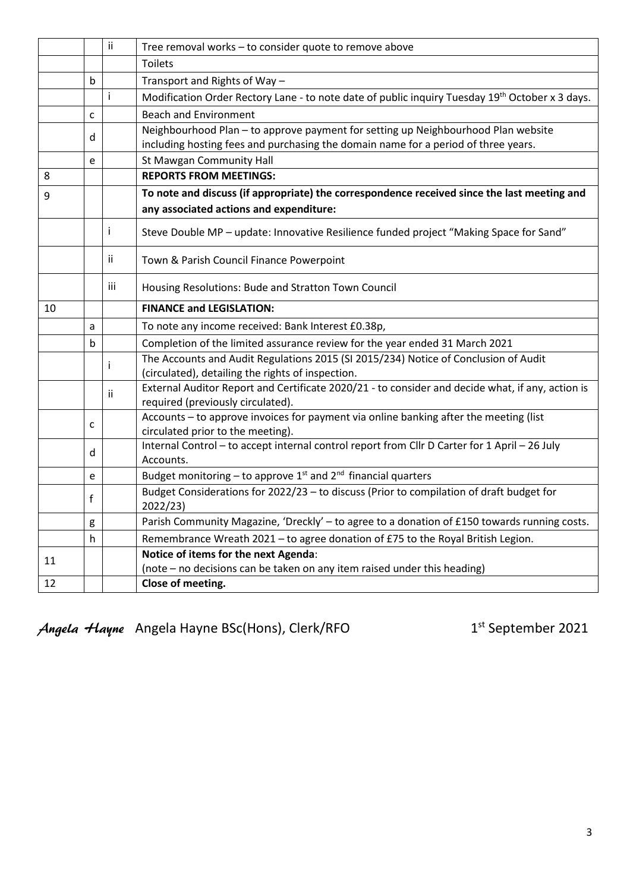| | | | |
|---|---|---|---|
| | | ii | Tree removal works – to consider quote to remove above |
| | | | Toilets |
| | b | | Transport and Rights of Way – |
| | | i | Modification Order Rectory Lane - to note date of public inquiry Tuesday 19th October x 3 days. |
| | c | | Beach and Environment |
| | d | | Neighbourhood Plan – to approve payment for setting up Neighbourhood Plan website including hosting fees and purchasing the domain name for a period of three years. |
| | e | | St Mawgan Community Hall |
| 8 | | | **REPORTS FROM MEETINGS:** |
| 9 | | | **To note and discuss (if appropriate) the correspondence received since the last meeting and any associated actions and expenditure:** |
| | | i | Steve Double MP – update: Innovative Resilience funded project "Making Space for Sand" |
| | | ii | Town & Parish Council Finance Powerpoint |
| | | iii | Housing Resolutions: Bude and Stratton Town Council |
| 10 | | | **FINANCE and LEGISLATION:** |
| | a | | To note any income received: Bank Interest £0.38p, |
| | b | | Completion of the limited assurance review for the year ended 31 March 2021 |
| | | i | The Accounts and Audit Regulations 2015 (SI 2015/234) Notice of Conclusion of Audit (circulated), detailing the rights of inspection. |
| | | ii | External Auditor Report and Certificate 2020/21 - to consider and decide what, if any, action is required (previously circulated). |
| | c | | Accounts – to approve invoices for payment via online banking after the meeting (list circulated prior to the meeting). |
| | d | | Internal Control – to accept internal control report from Cllr D Carter for 1 April – 26 July Accounts. |
| | e | | Budget monitoring – to approve 1st and 2nd financial quarters |
| | f | | Budget Considerations for 2022/23 – to discuss (Prior to compilation of draft budget for 2022/23) |
| | g | | Parish Community Magazine, 'Dreckly' – to agree to a donation of £150 towards running costs. |
| | h | | Remembrance Wreath 2021 – to agree donation of £75 to the Royal British Legion. |
| 11 | | | **Notice of items for the next Agenda**: (note – no decisions can be taken on any item raised under this heading) |
| 12 | | | **Close of meeting.** |

*Angela Hayne* Angela Hayne BSc(Hons), Clerk/RFO 1st September 2021